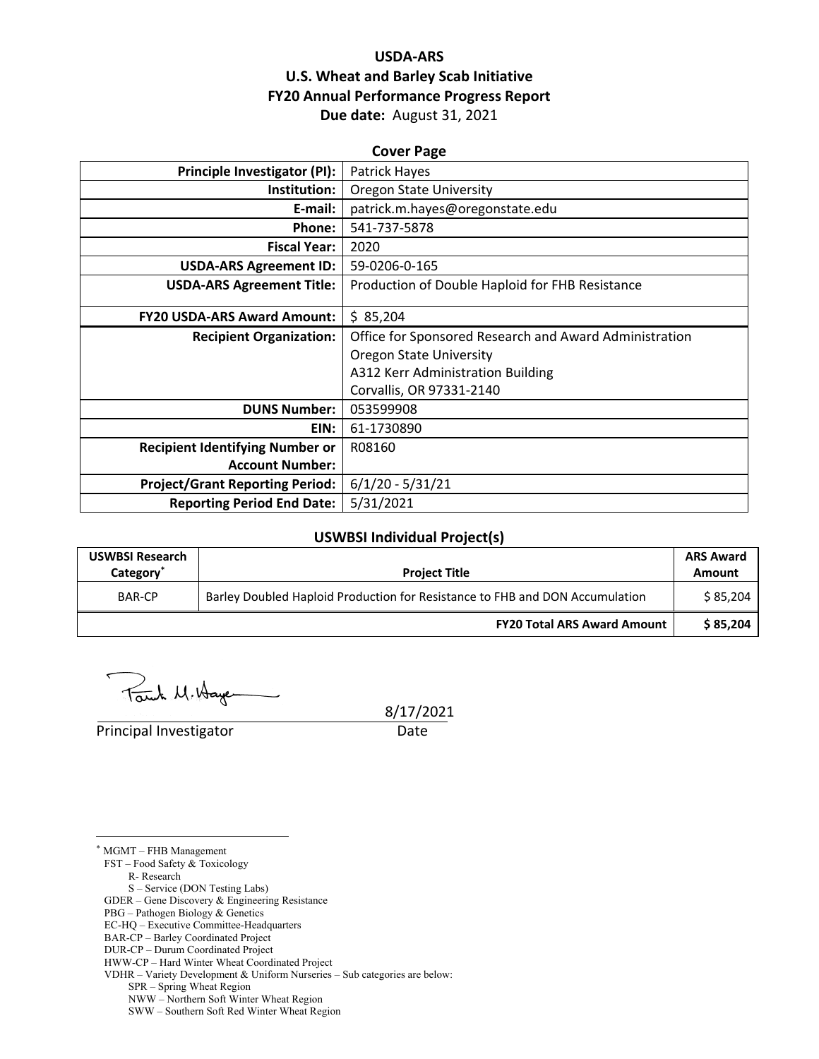# USDA-ARS
# U.S. Wheat and Barley Scab Initiative
# FY20 Annual Performance Progress Report

**Due date:** August 31, 2021

## Cover Page

| | |
|---:|---|
| **Principle Investigator (PI):** | Patrick Hayes |
| **Institution:** | Oregon State University |
| **E-mail:** | patrick.m.hayes@oregonstate.edu |
| **Phone:** | 541-737-5878 |
| **Fiscal Year:** | 2020 |
| **USDA-ARS Agreement ID:** | 59-0206-0-165 |
| **USDA-ARS Agreement Title:** | Production of Double Haploid for FHB Resistance |
| **FY20 USDA-ARS Award Amount:** | $ 85,204 |
| **Recipient Organization:** | Office for Sponsored Research and Award Administration<br>Oregon State University<br>A312 Kerr Administration Building<br>Corvallis, OR 97331-2140 |
| **DUNS Number:** | 053599908 |
| **EIN:** | 61-1730890 |
| **Recipient Identifying Number or Account Number:** | R08160 |
| **Project/Grant Reporting Period:** | 6/1/20 - 5/31/21 |
| **Reporting Period End Date:** | 5/31/2021 |

## USWBSI Individual Project(s)

| USWBSI Research Category* | Project Title | ARS Award Amount |
|---|---|---|
| BAR-CP | Barley Doubled Haploid Production for Resistance to FHB and DON Accumulation | $ 85,204 |
| | **FY20 Total ARS Award Amount** | **$ 85,204** |

Principal Investigator Date: 8/17/2021

---

\* MGMT – FHB Management
FST – Food Safety & Toxicology
R- Research
S – Service (DON Testing Labs)
GDER – Gene Discovery & Engineering Resistance
PBG – Pathogen Biology & Genetics
EC-HQ – Executive Committee-Headquarters
BAR-CP – Barley Coordinated Project
DUR-CP – Durum Coordinated Project
HWW-CP – Hard Winter Wheat Coordinated Project
VDHR – Variety Development & Uniform Nurseries – Sub categories are below:
SPR – Spring Wheat Region
NWW – Northern Soft Winter Wheat Region
SWW – Southern Soft Red Winter Wheat Region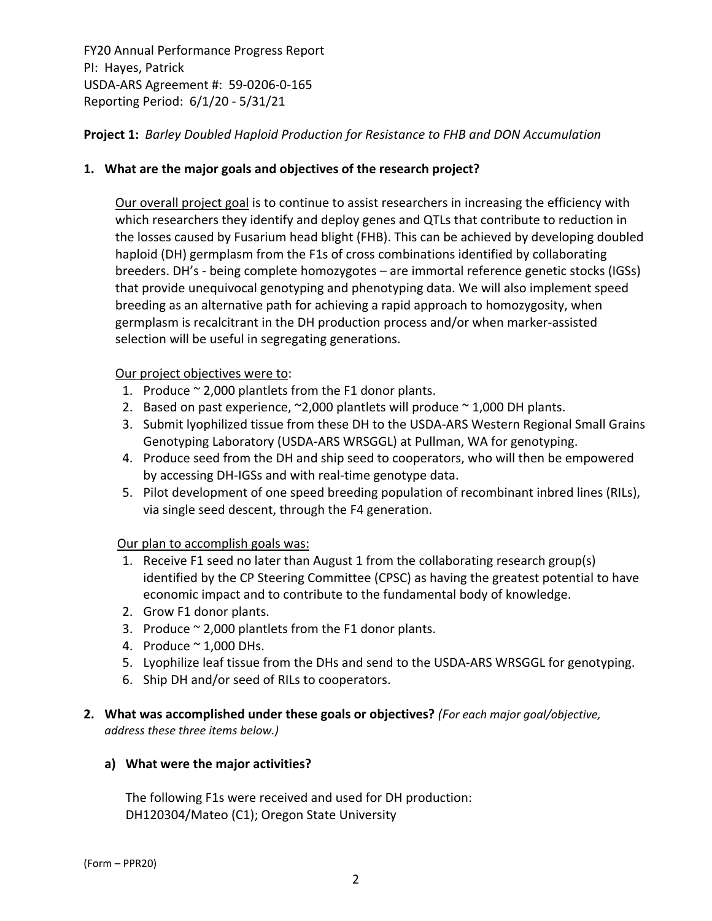FY20 Annual Performance Progress Report
PI: Hayes, Patrick
USDA-ARS Agreement #: 59-0206-0-165
Reporting Period: 6/1/20 - 5/31/21

**Project 1:** *Barley Doubled Haploid Production for Resistance to FHB and DON Accumulation*

**1. What are the major goals and objectives of the research project?**

Our overall project goal is to continue to assist researchers in increasing the efficiency with which researchers they identify and deploy genes and QTLs that contribute to reduction in the losses caused by Fusarium head blight (FHB). This can be achieved by developing doubled haploid (DH) germplasm from the F1s of cross combinations identified by collaborating breeders. DH's - being complete homozygotes – are immortal reference genetic stocks (IGSs) that provide unequivocal genotyping and phenotyping data. We will also implement speed breeding as an alternative path for achieving a rapid approach to homozygosity, when germplasm is recalcitrant in the DH production process and/or when marker-assisted selection will be useful in segregating generations.

Our project objectives were to:

1. Produce ~ 2,000 plantlets from the F1 donor plants.
2. Based on past experience, ~2,000 plantlets will produce ~ 1,000 DH plants.
3. Submit lyophilized tissue from these DH to the USDA-ARS Western Regional Small Grains Genotyping Laboratory (USDA-ARS WRSGGL) at Pullman, WA for genotyping.
4. Produce seed from the DH and ship seed to cooperators, who will then be empowered by accessing DH-IGSs and with real-time genotype data.
5. Pilot development of one speed breeding population of recombinant inbred lines (RILs), via single seed descent, through the F4 generation.

Our plan to accomplish goals was:

1. Receive F1 seed no later than August 1 from the collaborating research group(s) identified by the CP Steering Committee (CPSC) as having the greatest potential to have economic impact and to contribute to the fundamental body of knowledge.
2. Grow F1 donor plants.
3. Produce ~ 2,000 plantlets from the F1 donor plants.
4. Produce ~ 1,000 DHs.
5. Lyophilize leaf tissue from the DHs and send to the USDA-ARS WRSGGL for genotyping.
6. Ship DH and/or seed of RILs to cooperators.

**2. What was accomplished under these goals or objectives?** *(For each major goal/objective, address these three items below.)*

**a) What were the major activities?**

The following F1s were received and used for DH production:
DH120304/Mateo (C1); Oregon State University

(Form – PPR20)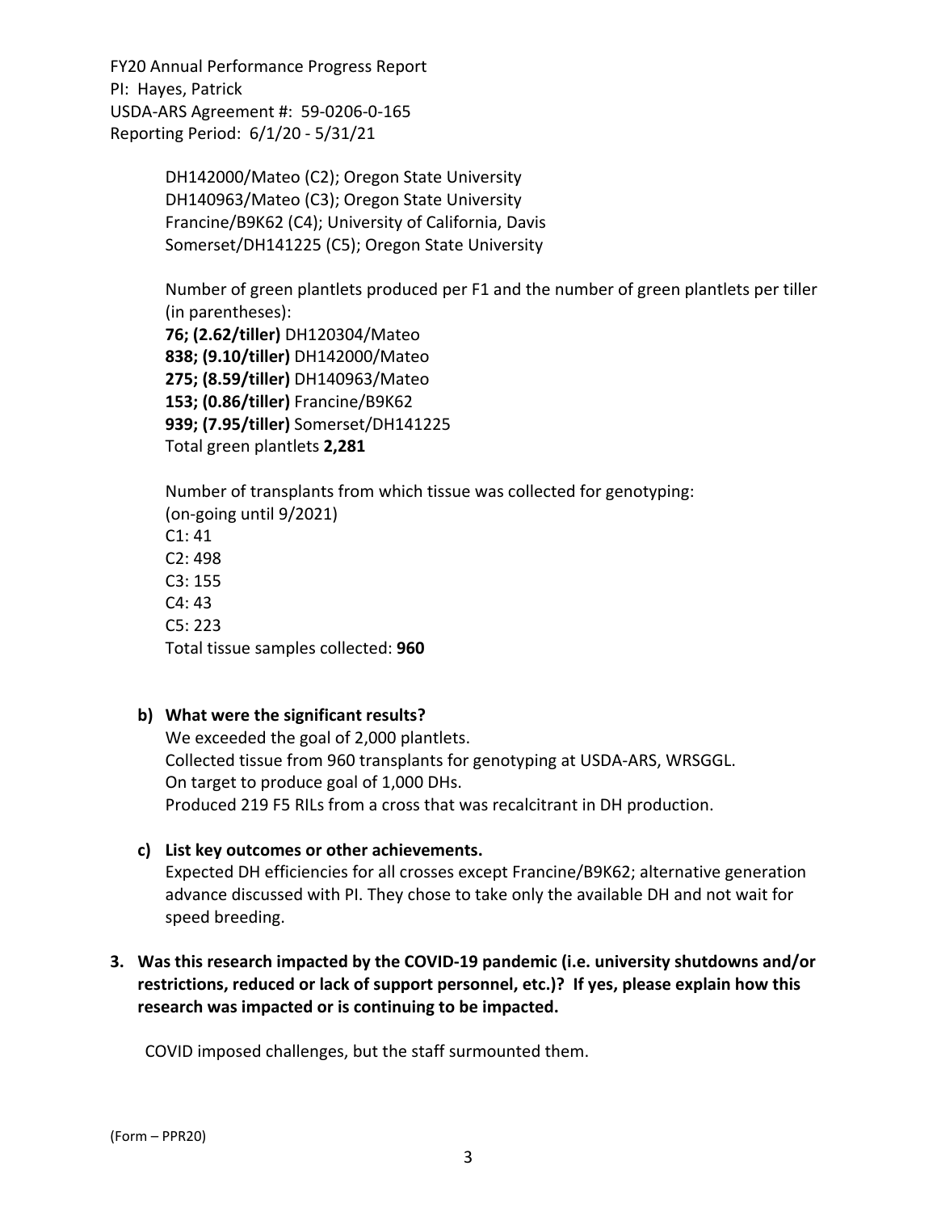DH142000/Mateo (C2); Oregon State University
DH140963/Mateo (C3); Oregon State University
Francine/B9K62 (C4); University of California, Davis
Somerset/DH141225 (C5); Oregon State University

Number of green plantlets produced per F1 and the number of green plantlets per tiller (in parentheses):
**76; (2.62/tiller)** DH120304/Mateo
**838; (9.10/tiller)** DH142000/Mateo
**275; (8.59/tiller)** DH140963/Mateo
**153; (0.86/tiller)** Francine/B9K62
**939; (7.95/tiller)** Somerset/DH141225
Total green plantlets **2,281**

Number of transplants from which tissue was collected for genotyping:
(on-going until 9/2021)
C1: 41
C2: 498
C3: 155
C4: 43
C5: 223
Total tissue samples collected: **960**

**b) What were the significant results?**

We exceeded the goal of 2,000 plantlets.
Collected tissue from 960 transplants for genotyping at USDA-ARS, WRSGGL.
On target to produce goal of 1,000 DHs.
Produced 219 F5 RILs from a cross that was recalcitrant in DH production.

**c) List key outcomes or other achievements.**

Expected DH efficiencies for all crosses except Francine/B9K62; alternative generation advance discussed with PI. They chose to take only the available DH and not wait for speed breeding.

**3. Was this research impacted by the COVID-19 pandemic (i.e. university shutdowns and/or restrictions, reduced or lack of support personnel, etc.)? If yes, please explain how this research was impacted or is continuing to be impacted.**

COVID imposed challenges, but the staff surmounted them.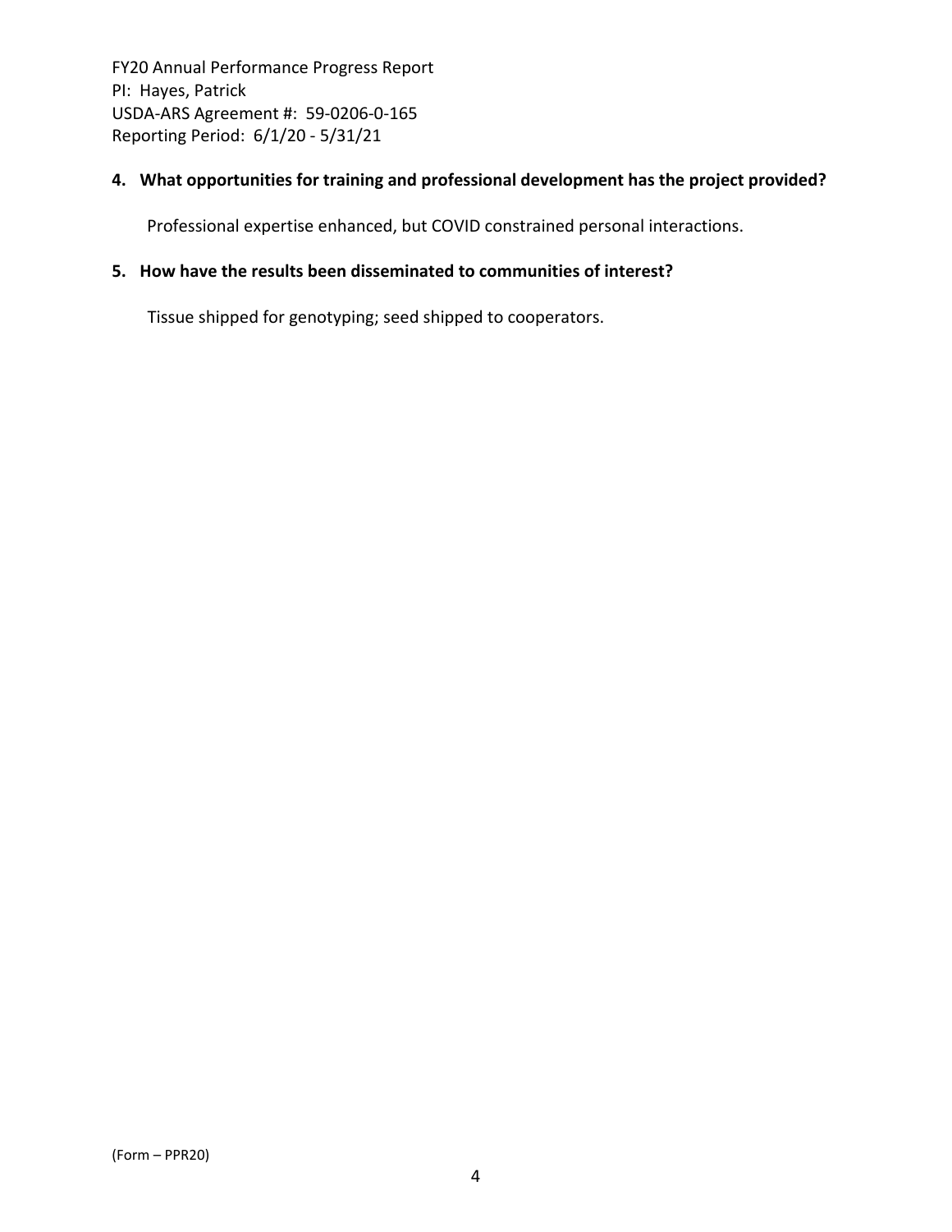**4. What opportunities for training and professional development has the project provided?**

Professional expertise enhanced, but COVID constrained personal interactions.

**5. How have the results been disseminated to communities of interest?**

Tissue shipped for genotyping; seed shipped to cooperators.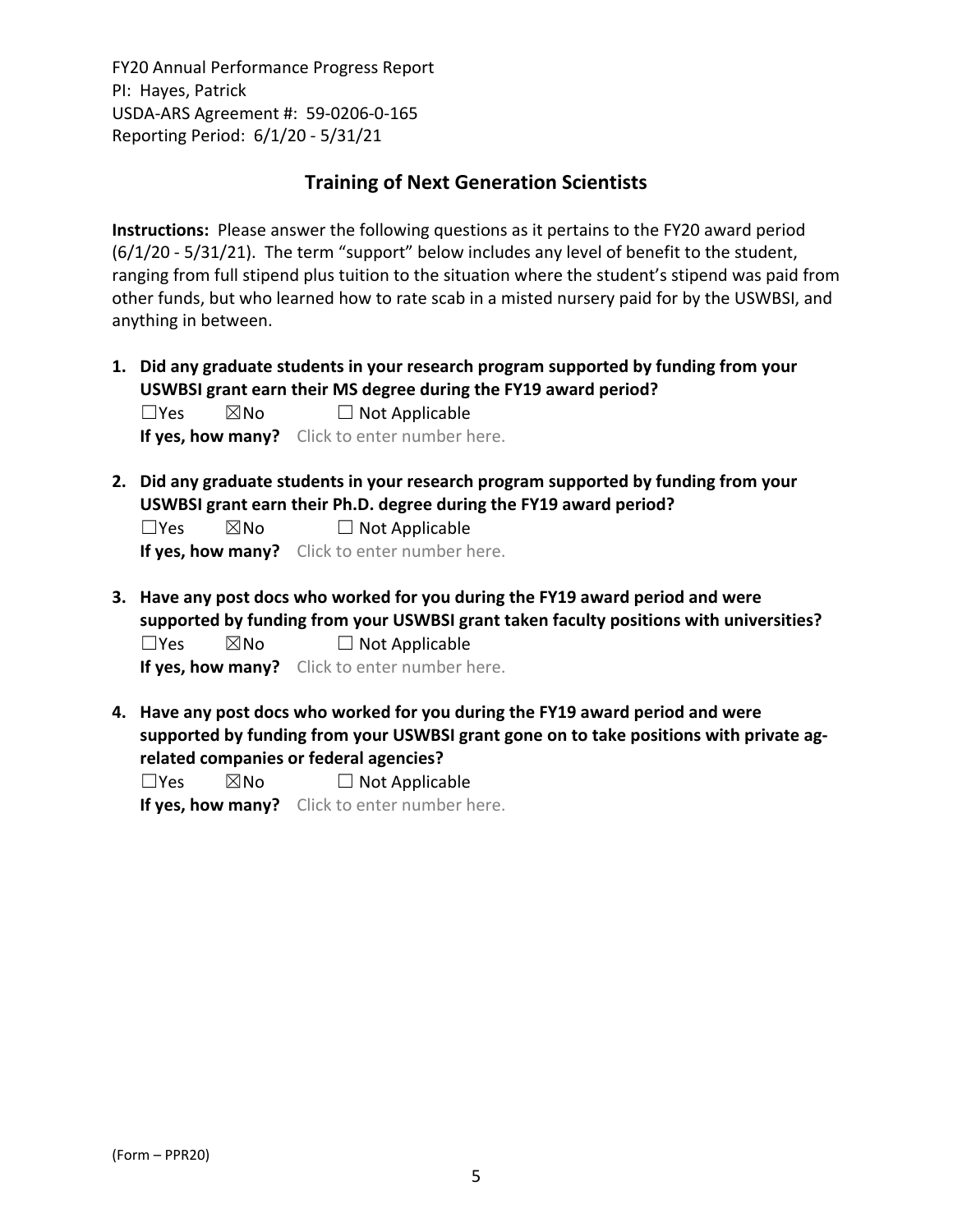## Training of Next Generation Scientists

**Instructions:** Please answer the following questions as it pertains to the FY20 award period (6/1/20 - 5/31/21). The term "support" below includes any level of benefit to the student, ranging from full stipend plus tuition to the situation where the student's stipend was paid from other funds, but who learned how to rate scab in a misted nursery paid for by the USWBSI, and anything in between.

1. **Did any graduate students in your research program supported by funding from your USWBSI grant earn their MS degree during the FY19 award period?**
   ☐Yes ☒No ☐ Not Applicable
   **If yes, how many?** Click to enter number here.

2. **Did any graduate students in your research program supported by funding from your USWBSI grant earn their Ph.D. degree during the FY19 award period?**
   ☐Yes ☒No ☐ Not Applicable
   **If yes, how many?** Click to enter number here.

3. **Have any post docs who worked for you during the FY19 award period and were supported by funding from your USWBSI grant taken faculty positions with universities?**
   ☐Yes ☒No ☐ Not Applicable
   **If yes, how many?** Click to enter number here.

4. **Have any post docs who worked for you during the FY19 award period and were supported by funding from your USWBSI grant gone on to take positions with private ag-related companies or federal agencies?**
   ☐Yes ☒No ☐ Not Applicable
   **If yes, how many?** Click to enter number here.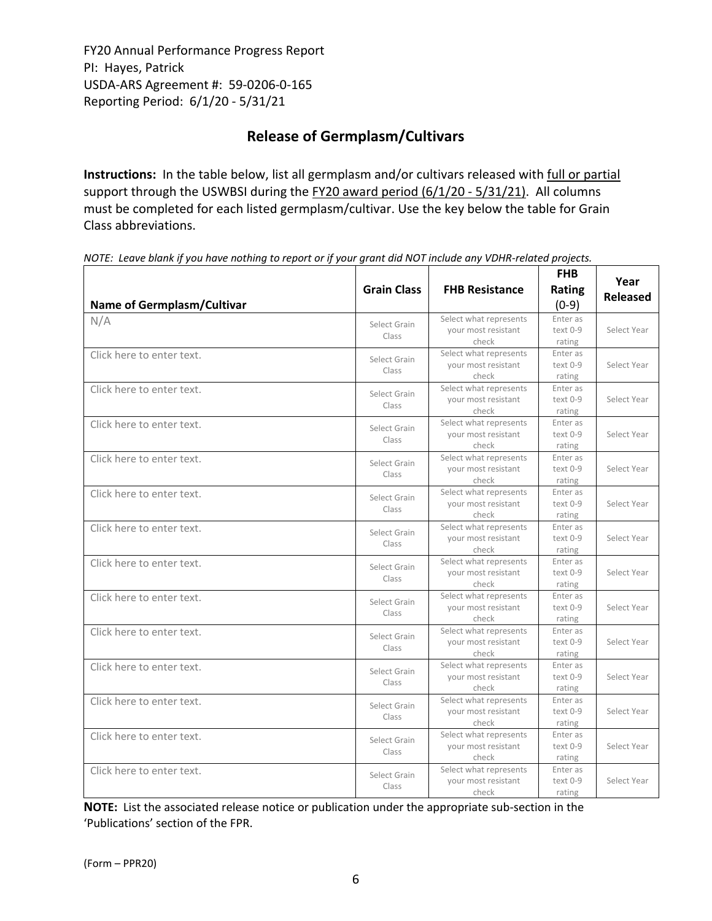FY20 Annual Performance Progress Report
PI: Hayes, Patrick
USDA-ARS Agreement #: 59-0206-0-165
Reporting Period: 6/1/20 - 5/31/21

## Release of Germplasm/Cultivars

**Instructions:** In the table below, list all germplasm and/or cultivars released with full or partial support through the USWBSI during the FY20 award period (6/1/20 - 5/31/21). All columns must be completed for each listed germplasm/cultivar. Use the key below the table for Grain Class abbreviations.

*NOTE: Leave blank if you have nothing to report or if your grant did NOT include any VDHR-related projects.*

| Name of Germplasm/Cultivar | Grain Class | FHB Resistance | FHB Rating (0-9) | Year Released |
|---|---|---|---|---|
| N/A | Select Grain Class | Select what represents your most resistant check | Enter as text 0-9 rating | Select Year |
| Click here to enter text. | Select Grain Class | Select what represents your most resistant check | Enter as text 0-9 rating | Select Year |
| Click here to enter text. | Select Grain Class | Select what represents your most resistant check | Enter as text 0-9 rating | Select Year |
| Click here to enter text. | Select Grain Class | Select what represents your most resistant check | Enter as text 0-9 rating | Select Year |
| Click here to enter text. | Select Grain Class | Select what represents your most resistant check | Enter as text 0-9 rating | Select Year |
| Click here to enter text. | Select Grain Class | Select what represents your most resistant check | Enter as text 0-9 rating | Select Year |
| Click here to enter text. | Select Grain Class | Select what represents your most resistant check | Enter as text 0-9 rating | Select Year |
| Click here to enter text. | Select Grain Class | Select what represents your most resistant check | Enter as text 0-9 rating | Select Year |
| Click here to enter text. | Select Grain Class | Select what represents your most resistant check | Enter as text 0-9 rating | Select Year |
| Click here to enter text. | Select Grain Class | Select what represents your most resistant check | Enter as text 0-9 rating | Select Year |
| Click here to enter text. | Select Grain Class | Select what represents your most resistant check | Enter as text 0-9 rating | Select Year |
| Click here to enter text. | Select Grain Class | Select what represents your most resistant check | Enter as text 0-9 rating | Select Year |
| Click here to enter text. | Select Grain Class | Select what represents your most resistant check | Enter as text 0-9 rating | Select Year |
| Click here to enter text. | Select Grain Class | Select what represents your most resistant check | Enter as text 0-9 rating | Select Year |

**NOTE:** List the associated release notice or publication under the appropriate sub-section in the 'Publications' section of the FPR.

(Form – PPR20)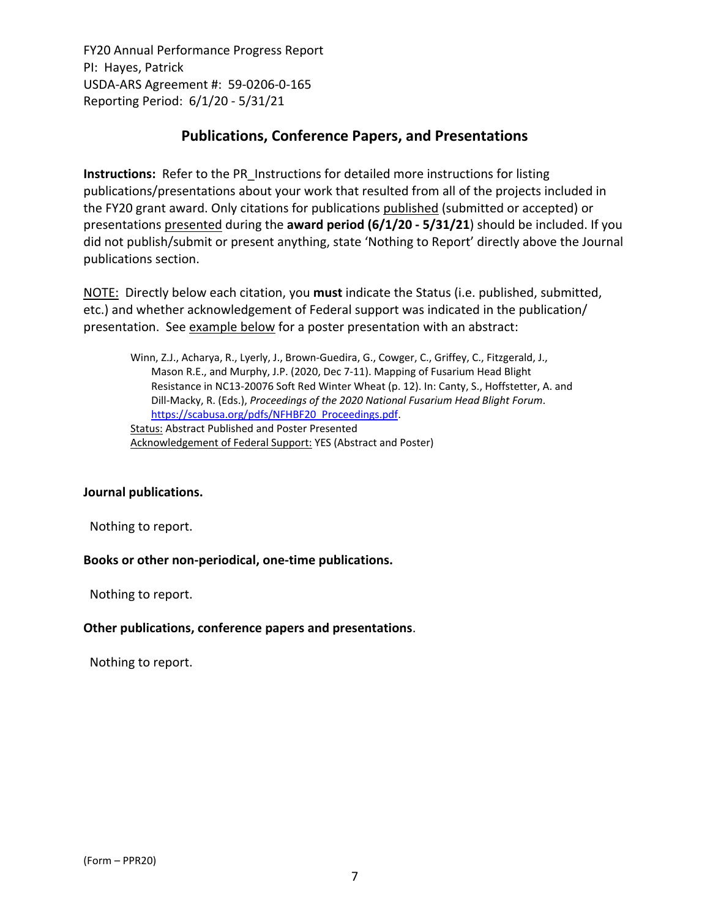FY20 Annual Performance Progress Report
PI: Hayes, Patrick
USDA-ARS Agreement #: 59-0206-0-165
Reporting Period: 6/1/20 - 5/31/21

## Publications, Conference Papers, and Presentations

**Instructions:** Refer to the PR_Instructions for detailed more instructions for listing publications/presentations about your work that resulted from all of the projects included in the FY20 grant award. Only citations for publications published (submitted or accepted) or presentations presented during the **award period (6/1/20 - 5/31/21**) should be included. If you did not publish/submit or present anything, state 'Nothing to Report' directly above the Journal publications section.

NOTE: Directly below each citation, you **must** indicate the Status (i.e. published, submitted, etc.) and whether acknowledgement of Federal support was indicated in the publication/ presentation. See example below for a poster presentation with an abstract:

> Winn, Z.J., Acharya, R., Lyerly, J., Brown-Guedira, G., Cowger, C., Griffey, C., Fitzgerald, J., Mason R.E., and Murphy, J.P. (2020, Dec 7-11). Mapping of Fusarium Head Blight Resistance in NC13-20076 Soft Red Winter Wheat (p. 12). In: Canty, S., Hoffstetter, A. and Dill-Macky, R. (Eds.), *Proceedings of the 2020 National Fusarium Head Blight Forum*. https://scabusa.org/pdfs/NFHBF20_Proceedings.pdf.
> Status: Abstract Published and Poster Presented
> Acknowledgement of Federal Support: YES (Abstract and Poster)

**Journal publications.**

Nothing to report.

**Books or other non-periodical, one-time publications.**

Nothing to report.

**Other publications, conference papers and presentations**.

Nothing to report.

(Form – PPR20)